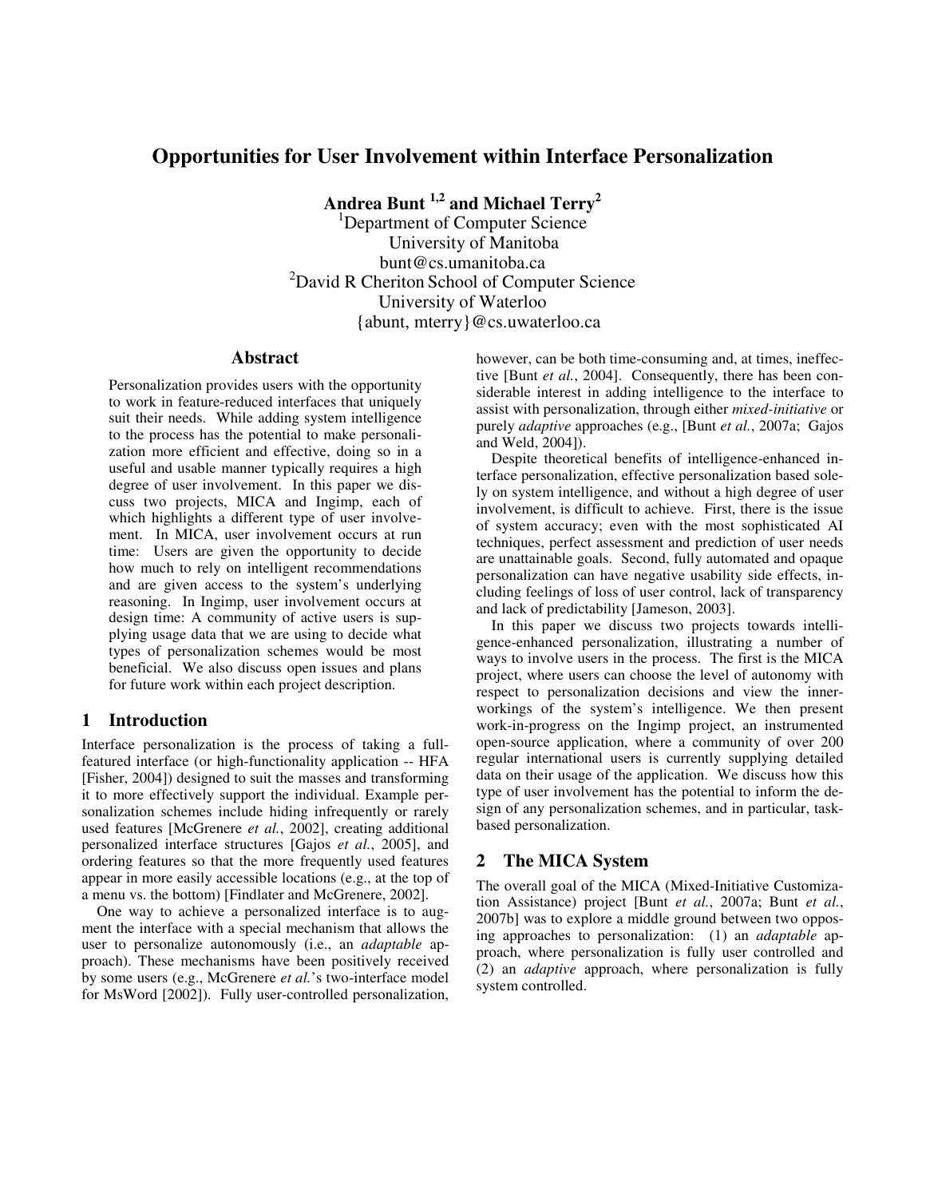# Opportunities for User Involvement within Interface Personalization

**Andrea Bunt [1,2] and Michael Terry[2]**

[1]Department of Computer Science
University of Manitoba
bunt@cs.umanitoba.ca
[2]David R Cheriton School of Computer Science
University of Waterloo
{abunt, mterry}@cs.uwaterloo.ca

## Abstract

Personalization provides users with the opportunity to work in feature-reduced interfaces that uniquely suit their needs. While adding system intelligence to the process has the potential to make personalization more efficient and effective, doing so in a useful and usable manner typically requires a high degree of user involvement. In this paper we discuss two projects, MICA and Ingimp, each of which highlights a different type of user involvement. In MICA, user involvement occurs at run time: Users are given the opportunity to decide how much to rely on intelligent recommendations and are given access to the system's underlying reasoning. In Ingimp, user involvement occurs at design time: A community of active users is supplying usage data that we are using to decide what types of personalization schemes would be most beneficial. We also discuss open issues and plans for future work within each project description.

## 1 Introduction

Interface personalization is the process of taking a full-featured interface (or high-functionality application -- HFA [Fisher, 2004]) designed to suit the masses and transforming it to more effectively support the individual. Example personalization schemes include hiding infrequently or rarely used features [McGrenere *et al.*, 2002], creating additional personalized interface structures [Gajos *et al.*, 2005], and ordering features so that the more frequently used features appear in more easily accessible locations (e.g., at the top of a menu vs. the bottom) [Findlater and McGrenere, 2002].

One way to achieve a personalized interface is to augment the interface with a special mechanism that allows the user to personalize autonomously (i.e., an *adaptable* approach). These mechanisms have been positively received by some users (e.g., McGrenere *et al.*'s two-interface model for MsWord [2002]). Fully user-controlled personalization, however, can be both time-consuming and, at times, ineffective [Bunt *et al.*, 2004]. Consequently, there has been considerable interest in adding intelligence to the interface to assist with personalization, through either *mixed-initiative* or purely *adaptive* approaches (e.g., [Bunt *et al.*, 2007a; Gajos and Weld, 2004]).

Despite theoretical benefits of intelligence-enhanced interface personalization, effective personalization based solely on system intelligence, and without a high degree of user involvement, is difficult to achieve. First, there is the issue of system accuracy; even with the most sophisticated AI techniques, perfect assessment and prediction of user needs are unattainable goals. Second, fully automated and opaque personalization can have negative usability side effects, including feelings of loss of user control, lack of transparency and lack of predictability [Jameson, 2003].

In this paper we discuss two projects towards intelligence-enhanced personalization, illustrating a number of ways to involve users in the process. The first is the MICA project, where users can choose the level of autonomy with respect to personalization decisions and view the inner-workings of the system's intelligence. We then present work-in-progress on the Ingimp project, an instrumented open-source application, where a community of over 200 regular international users is currently supplying detailed data on their usage of the application. We discuss how this type of user involvement has the potential to inform the design of any personalization schemes, and in particular, task-based personalization.

## 2 The MICA System

The overall goal of the MICA (Mixed-Initiative Customization Assistance) project [Bunt *et al.*, 2007a; Bunt *et al.*, 2007b] was to explore a middle ground between two opposing approaches to personalization: (1) an *adaptable* approach, where personalization is fully user controlled and (2) an *adaptive* approach, where personalization is fully system controlled.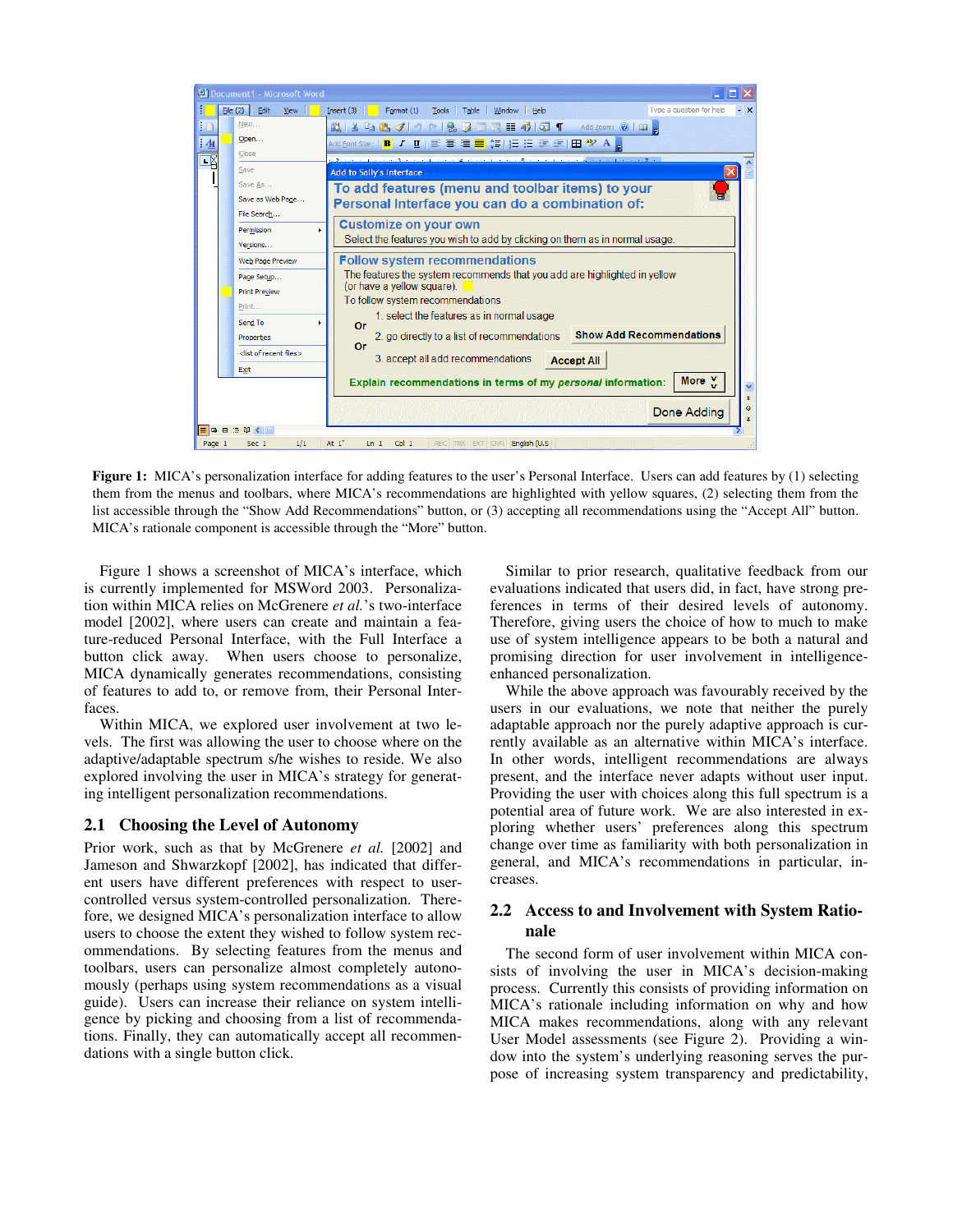**Figure 1:** MICA's personalization interface for adding features to the user's Personal Interface. Users can add features by (1) selecting them from the menus and toolbars, where MICA's recommendations are highlighted with yellow squares, (2) selecting them from the list accessible through the "Show Add Recommendations" button, or (3) accepting all recommendations using the "Accept All" button. MICA's rationale component is accessible through the "More" button.

Figure 1 shows a screenshot of MICA's interface, which is currently implemented for MSWord 2003. Personalization within MICA relies on McGrenere *et al.*'s two-interface model [2002], where users can create and maintain a feature-reduced Personal Interface, with the Full Interface a button click away. When users choose to personalize, MICA dynamically generates recommendations, consisting of features to add to, or remove from, their Personal Interfaces.

Within MICA, we explored user involvement at two levels. The first was allowing the user to choose where on the adaptive/adaptable spectrum s/he wishes to reside. We also explored involving the user in MICA's strategy for generating intelligent personalization recommendations.

## 2.1 Choosing the Level of Autonomy

Prior work, such as that by McGrenere *et al.* [2002] and Jameson and Shwarzkopf [2002], has indicated that different users have different preferences with respect to user-controlled versus system-controlled personalization. Therefore, we designed MICA's personalization interface to allow users to choose the extent they wished to follow system recommendations. By selecting features from the menus and toolbars, users can personalize almost completely autonomously (perhaps using system recommendations as a visual guide). Users can increase their reliance on system intelligence by picking and choosing from a list of recommendations. Finally, they can automatically accept all recommendations with a single button click.

Similar to prior research, qualitative feedback from our evaluations indicated that users did, in fact, have strong preferences in terms of their desired levels of autonomy. Therefore, giving users the choice of how to much to make use of system intelligence appears to be both a natural and promising direction for user involvement in intelligence-enhanced personalization.

While the above approach was favourably received by the users in our evaluations, we note that neither the purely adaptable approach nor the purely adaptive approach is currently available as an alternative within MICA's interface. In other words, intelligent recommendations are always present, and the interface never adapts without user input. Providing the user with choices along this full spectrum is a potential area of future work. We are also interested in exploring whether users' preferences along this spectrum change over time as familiarity with both personalization in general, and MICA's recommendations in particular, increases.

## 2.2 Access to and Involvement with System Rationale

The second form of user involvement within MICA consists of involving the user in MICA's decision-making process. Currently this consists of providing information on MICA's rationale including information on why and how MICA makes recommendations, along with any relevant User Model assessments (see Figure 2). Providing a window into the system's underlying reasoning serves the purpose of increasing system transparency and predictability,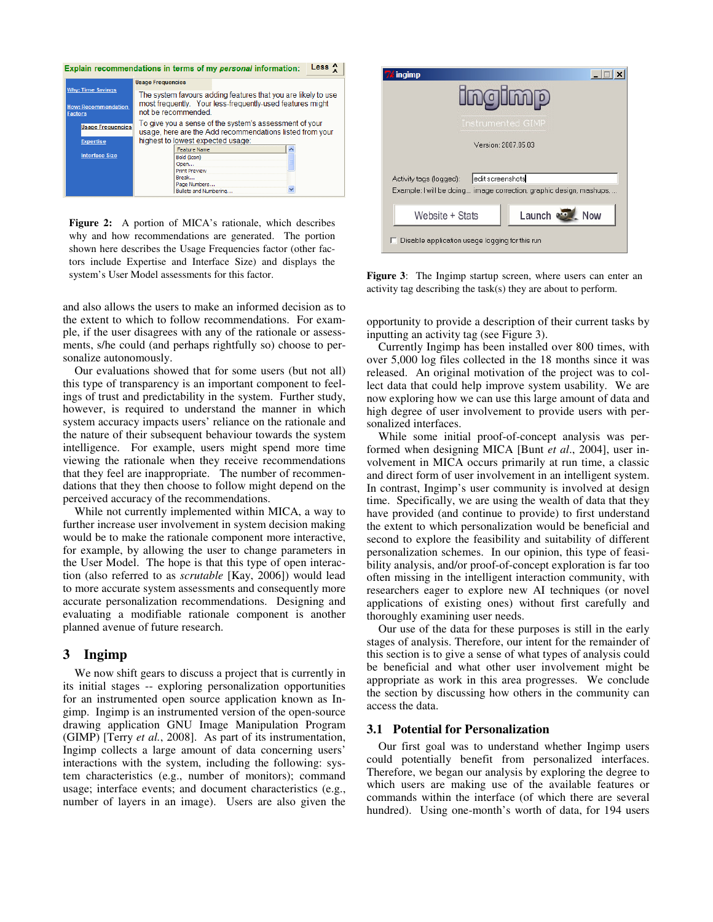Figure 2: A portion of MICA's rationale, which describes why and how recommendations are generated. The portion shown here describes the Usage Frequencies factor (other factors include Expertise and Interface Size) and displays the system's User Model assessments for this factor.

and also allows the users to make an informed decision as to the extent to which to follow recommendations. For example, if the user disagrees with any of the rationale or assessments, s/he could (and perhaps rightfully so) choose to personalize autonomously.

Our evaluations showed that for some users (but not all) this type of transparency is an important component to feelings of trust and predictability in the system. Further study, however, is required to understand the manner in which system accuracy impacts users' reliance on the rationale and the nature of their subsequent behaviour towards the system intelligence. For example, users might spend more time viewing the rationale when they receive recommendations that they feel are inappropriate. The number of recommendations that they then choose to follow might depend on the perceived accuracy of the recommendations.

While not currently implemented within MICA, a way to further increase user involvement in system decision making would be to make the rationale component more interactive, for example, by allowing the user to change parameters in the User Model. The hope is that this type of open interaction (also referred to as *scrutable* [Kay, 2006]) would lead to more accurate system assessments and consequently more accurate personalization recommendations. Designing and evaluating a modifiable rationale component is another planned avenue of future research.

## 3 Ingimp

We now shift gears to discuss a project that is currently in its initial stages -- exploring personalization opportunities for an instrumented open source application known as Ingimp. Ingimp is an instrumented version of the open-source drawing application GNU Image Manipulation Program (GIMP) [Terry *et al.*, 2008]. As part of its instrumentation, Ingimp collects a large amount of data concerning users' interactions with the system, including the following: system characteristics (e.g., number of monitors); command usage; interface events; and document characteristics (e.g., number of layers in an image). Users are also given the opportunity to provide a description of their current tasks by inputting an activity tag (see Figure 3).

Figure 3: The Ingimp startup screen, where users can enter an activity tag describing the task(s) they are about to perform.

Currently Ingimp has been installed over 800 times, with over 5,000 log files collected in the 18 months since it was released. An original motivation of the project was to collect data that could help improve system usability. We are now exploring how we can use this large amount of data and high degree of user involvement to provide users with personalized interfaces.

While some initial proof-of-concept analysis was performed when designing MICA [Bunt *et al.*, 2004], user involvement in MICA occurs primarily at run time, a classic and direct form of user involvement in an intelligent system. In contrast, Ingimp's user community is involved at design time. Specifically, we are using the wealth of data that they have provided (and continue to provide) to first understand the extent to which personalization would be beneficial and second to explore the feasibility and suitability of different personalization schemes. In our opinion, this type of feasibility analysis, and/or proof-of-concept exploration is far too often missing in the intelligent interaction community, with researchers eager to explore new AI techniques (or novel applications of existing ones) without first carefully and thoroughly examining user needs.

Our use of the data for these purposes is still in the early stages of analysis. Therefore, our intent for the remainder of this section is to give a sense of what types of analysis could be beneficial and what other user involvement might be appropriate as work in this area progresses. We conclude the section by discussing how others in the community can access the data.

### 3.1 Potential for Personalization

Our first goal was to understand whether Ingimp users could potentially benefit from personalized interfaces. Therefore, we began our analysis by exploring the degree to which users are making use of the available features or commands within the interface (of which there are several hundred). Using one-month's worth of data, for 194 users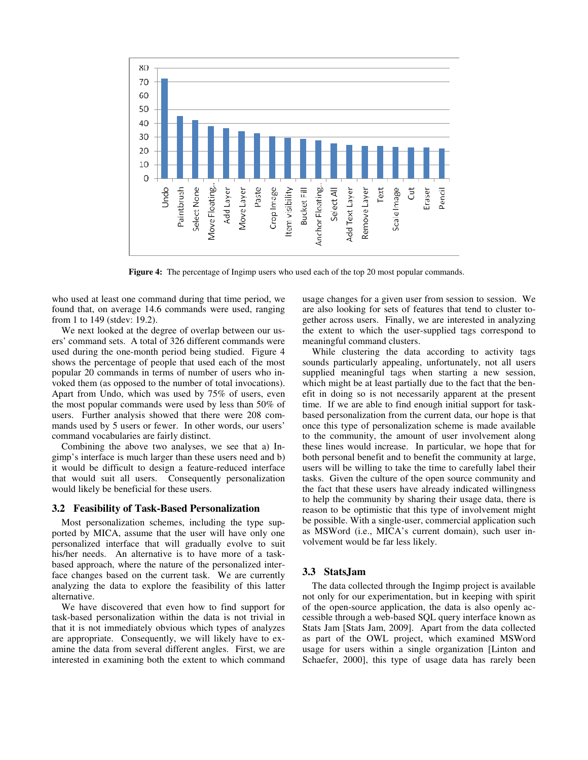**Figure 4:** The percentage of Ingimp users who used each of the top 20 most popular commands.

who used at least one command during that time period, we found that, on average 14.6 commands were used, ranging from 1 to 149 (stdev: 19.2).

We next looked at the degree of overlap between our users' command sets. A total of 326 different commands were used during the one-month period being studied. Figure 4 shows the percentage of people that used each of the most popular 20 commands in terms of number of users who invoked them (as opposed to the number of total invocations). Apart from Undo, which was used by 75% of users, even the most popular commands were used by less than 50% of users. Further analysis showed that there were 208 commands used by 5 users or fewer. In other words, our users' command vocabularies are fairly distinct.

Combining the above two analyses, we see that a) Ingimp's interface is much larger than these users need and b) it would be difficult to design a feature-reduced interface that would suit all users. Consequently personalization would likely be beneficial for these users.

### 3.2 Feasibility of Task-Based Personalization

Most personalization schemes, including the type supported by MICA, assume that the user will have only one personalized interface that will gradually evolve to suit his/her needs. An alternative is to have more of a task-based approach, where the nature of the personalized interface changes based on the current task. We are currently analyzing the data to explore the feasibility of this latter alternative.

We have discovered that even how to find support for task-based personalization within the data is not trivial in that it is not immediately obvious which types of analyzes are appropriate. Consequently, we will likely have to examine the data from several different angles. First, we are interested in examining both the extent to which command usage changes for a given user from session to session. We are also looking for sets of features that tend to cluster together across users. Finally, we are interested in analyzing the extent to which the user-supplied tags correspond to meaningful command clusters.

While clustering the data according to activity tags sounds particularly appealing, unfortunately, not all users supplied meaningful tags when starting a new session, which might be at least partially due to the fact that the benefit in doing so is not necessarily apparent at the present time. If we are able to find enough initial support for task-based personalization from the current data, our hope is that once this type of personalization scheme is made available to the community, the amount of user involvement along these lines would increase. In particular, we hope that for both personal benefit and to benefit the community at large, users will be willing to take the time to carefully label their tasks. Given the culture of the open source community and the fact that these users have already indicated willingness to help the community by sharing their usage data, there is reason to be optimistic that this type of involvement might be possible. With a single-user, commercial application such as MSWord (i.e., MICA's current domain), such user involvement would be far less likely.

### 3.3 StatsJam

The data collected through the Ingimp project is available not only for our experimentation, but in keeping with spirit of the open-source application, the data is also openly accessible through a web-based SQL query interface known as Stats Jam [Stats Jam, 2009]. Apart from the data collected as part of the OWL project, which examined MSWord usage for users within a single organization [Linton and Schaefer, 2000], this type of usage data has rarely been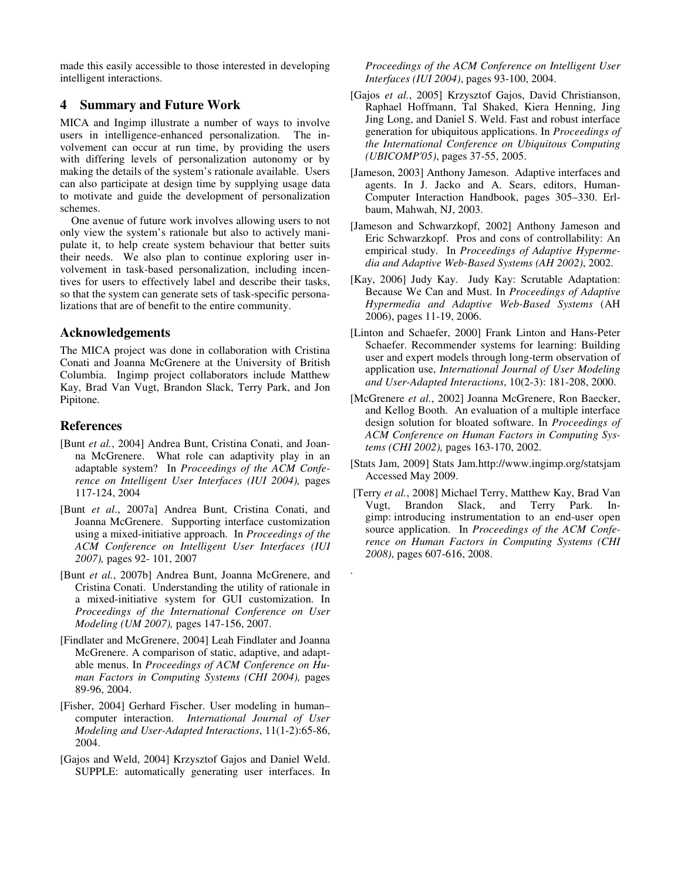made this easily accessible to those interested in developing intelligent interactions.

## 4 Summary and Future Work

MICA and Ingimp illustrate a number of ways to involve users in intelligence-enhanced personalization. The involvement can occur at run time, by providing the users with differing levels of personalization autonomy or by making the details of the system's rationale available. Users can also participate at design time by supplying usage data to motivate and guide the development of personalization schemes.

One avenue of future work involves allowing users to not only view the system's rationale but also to actively manipulate it, to help create system behaviour that better suits their needs. We also plan to continue exploring user involvement in task-based personalization, including incentives for users to effectively label and describe their tasks, so that the system can generate sets of task-specific personalizations that are of benefit to the entire community.

## Acknowledgements

The MICA project was done in collaboration with Cristina Conati and Joanna McGrenere at the University of British Columbia. Ingimp project collaborators include Matthew Kay, Brad Van Vugt, Brandon Slack, Terry Park, and Jon Pipitone.

## References

[Bunt *et al.*, 2004] Andrea Bunt, Cristina Conati, and Joanna McGrenere. What role can adaptivity play in an adaptable system? In *Proceedings of the ACM Conference on Intelligent User Interfaces (IUI 2004),* pages 117-124, 2004

[Bunt *et al*., 2007a] Andrea Bunt, Cristina Conati, and Joanna McGrenere. Supporting interface customization using a mixed-initiative approach. In *Proceedings of the ACM Conference on Intelligent User Interfaces (IUI 2007),* pages 92- 101, 2007

[Bunt *et al.*, 2007b] Andrea Bunt, Joanna McGrenere, and Cristina Conati. Understanding the utility of rationale in a mixed-initiative system for GUI customization. In *Proceedings of the International Conference on User Modeling (UM 2007),* pages 147-156, 2007.

[Findlater and McGrenere, 2004] Leah Findlater and Joanna McGrenere. A comparison of static, adaptive, and adaptable menus. In *Proceedings of ACM Conference on Human Factors in Computing Systems (CHI 2004),* pages 89-96, 2004.

[Fisher, 2004] Gerhard Fischer. User modeling in human–computer interaction. *International Journal of User Modeling and User-Adapted Interactions*, 11(1-2):65-86, 2004.

[Gajos and Weld, 2004] Krzysztof Gajos and Daniel Weld. SUPPLE: automatically generating user interfaces. In *Proceedings of the ACM Conference on Intelligent User Interfaces (IUI 2004)*, pages 93-100, 2004.

[Gajos *et al.*, 2005] Krzysztof Gajos, David Christianson, Raphael Hoffmann, Tal Shaked, Kiera Henning, Jing Jing Long, and Daniel S. Weld. Fast and robust interface generation for ubiquitous applications. In *Proceedings of the International Conference on Ubiquitous Computing (UBICOMP'05)*, pages 37-55, 2005.

[Jameson, 2003] Anthony Jameson. Adaptive interfaces and agents. In J. Jacko and A. Sears, editors, Human-Computer Interaction Handbook, pages 305–330. Erlbaum, Mahwah, NJ, 2003.

[Jameson and Schwarzkopf, 2002] Anthony Jameson and Eric Schwarzkopf. Pros and cons of controllability: An empirical study. In *Proceedings of Adaptive Hypermedia and Adaptive Web-Based Systems (AH 2002)*, 2002.

[Kay, 2006] Judy Kay. Judy Kay: Scrutable Adaptation: Because We Can and Must. In *Proceedings of Adaptive Hypermedia and Adaptive Web-Based Systems* (AH 2006), pages 11-19, 2006.

[Linton and Schaefer, 2000] Frank Linton and Hans-Peter Schaefer. Recommender systems for learning: Building user and expert models through long-term observation of application use, *International Journal of User Modeling and User-Adapted Interactions*, 10(2-3): 181-208, 2000.

[McGrenere *et al.*, 2002] Joanna McGrenere, Ron Baecker, and Kellog Booth. An evaluation of a multiple interface design solution for bloated software. In *Proceedings of ACM Conference on Human Factors in Computing Systems (CHI 2002),* pages 163-170, 2002.

[Stats Jam, 2009] Stats Jam.http://www.ingimp.org/statsjam Accessed May 2009.

[Terry *et al.*, 2008] Michael Terry, Matthew Kay, Brad Van Vugt, Brandon Slack, and Terry Park. Ingimp: introducing instrumentation to an end-user open source application. In *Proceedings of the ACM Conference on Human Factors in Computing Systems (CHI 2008)*, pages 607-616, 2008.